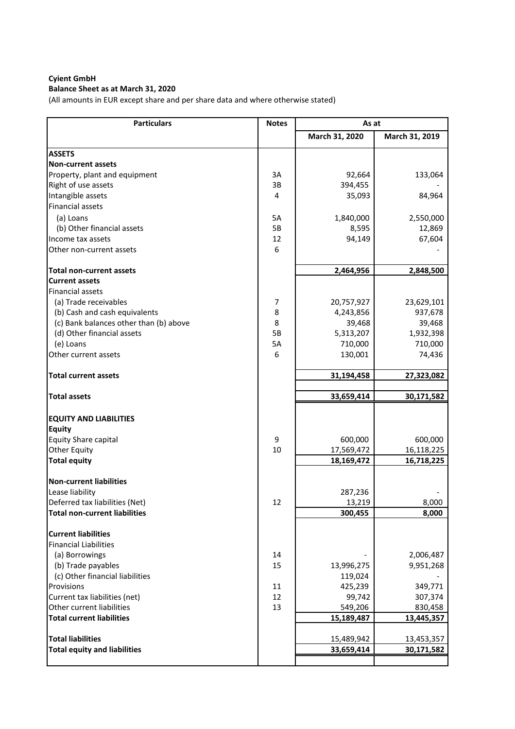**Cyient GmbH**

**Balance Sheet as at March 31, 2020**

(All amounts in EUR except share and per share data and where otherwise stated)

| Particulars | Notes | As at | |
|---|---|---|---|
| | | March 31, 2020 | March 31, 2019 |
| **ASSETS** | | | |
| **Non-current assets** | | | |
| Property, plant and equipment | 3A | 92,664 | 133,064 |
| Right of use assets | 3B | 394,455 | - |
| Intangible assets | 4 | 35,093 | 84,964 |
| Financial assets | | | |
| (a) Loans | 5A | 1,840,000 | 2,550,000 |
| (b) Other financial assets | 5B | 8,595 | 12,869 |
| Income tax assets | 12 | 94,149 | 67,604 |
| Other non-current assets | 6 | | - |
| **Total non-current assets** | | **2,464,956** | **2,848,500** |
| **Current assets** | | | |
| Financial assets | | | |
| (a) Trade receivables | 7 | 20,757,927 | 23,629,101 |
| (b) Cash and cash equivalents | 8 | 4,243,856 | 937,678 |
| (c) Bank balances other than (b) above | 8 | 39,468 | 39,468 |
| (d) Other financial assets | 5B | 5,313,207 | 1,932,398 |
| (e) Loans | 5A | 710,000 | 710,000 |
| Other current assets | 6 | 130,001 | 74,436 |
| **Total current assets** | | **31,194,458** | **27,323,082** |
| **Total assets** | | **33,659,414** | **30,171,582** |
| **EQUITY AND LIABILITIES** | | | |
| **Equity** | | | |
| Equity Share capital | 9 | 600,000 | 600,000 |
| Other Equity | 10 | 17,569,472 | 16,118,225 |
| **Total equity** | | **18,169,472** | **16,718,225** |
| **Non-current liabilities** | | | |
| Lease liability | | 287,236 | - |
| Deferred tax liabilities (Net) | 12 | 13,219 | 8,000 |
| **Total non-current liabilities** | | **300,455** | **8,000** |
| **Current liabilities** | | | |
| Financial Liabilities | | | |
| (a) Borrowings | 14 | - | 2,006,487 |
| (b) Trade payables | 15 | 13,996,275 | 9,951,268 |
| (c) Other financial liabilities | | 119,024 | - |
| Provisions | 11 | 425,239 | 349,771 |
| Current tax liabilities (net) | 12 | 99,742 | 307,374 |
| Other current liabilities | 13 | 549,206 | 830,458 |
| **Total current liabilities** | | **15,189,487** | **13,445,357** |
| **Total liabilities** | | 15,489,942 | 13,453,357 |
| **Total equity and liabilities** | | **33,659,414** | **30,171,582** |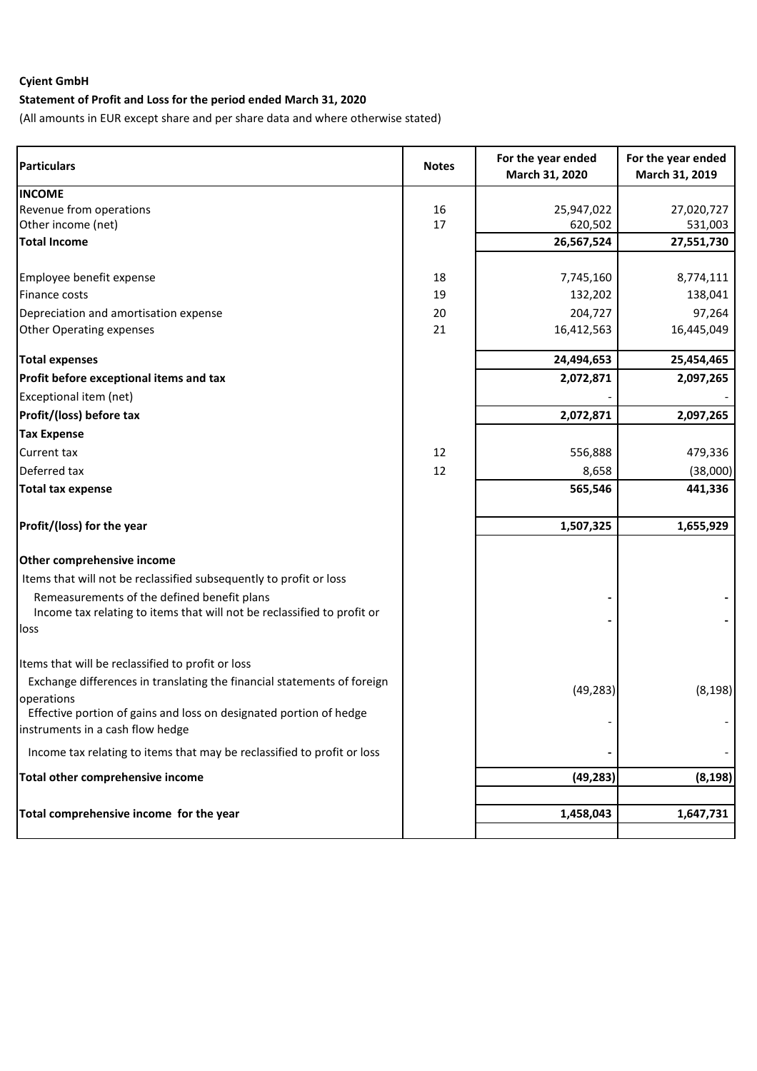**Cyient GmbH**

**Statement of Profit and Loss for the period ended March 31, 2020**

(All amounts in EUR except share and per share data and where otherwise stated)

| Particulars | Notes | For the year ended March 31, 2020 | For the year ended March 31, 2019 |
|---|---|---|---|
| **INCOME** | | | |
| Revenue from operations | 16 | 25,947,022 | 27,020,727 |
| Other income (net) | 17 | 620,502 | 531,003 |
| **Total Income** | | **26,567,524** | **27,551,730** |
| Employee benefit expense | 18 | 7,745,160 | 8,774,111 |
| Finance costs | 19 | 132,202 | 138,041 |
| Depreciation and amortisation expense | 20 | 204,727 | 97,264 |
| Other Operating expenses | 21 | 16,412,563 | 16,445,049 |
| **Total expenses** | | **24,494,653** | **25,454,465** |
| **Profit before exceptional items and tax** | | **2,072,871** | **2,097,265** |
| Exceptional item (net) | | - | - |
| **Profit/(loss) before tax** | | **2,072,871** | **2,097,265** |
| **Tax Expense** | | | |
| Current tax | 12 | 556,888 | 479,336 |
| Deferred tax | 12 | 8,658 | (38,000) |
| **Total tax expense** | | **565,546** | **441,336** |
| **Profit/(loss) for the year** | | **1,507,325** | **1,655,929** |
| **Other comprehensive income** | | | |
| Items that will not be reclassified subsequently to profit or loss | | | |
| Remeasurements of the defined benefit plans | | **-** | **-** |
| Income tax relating to items that will not be reclassified to profit or loss | | **-** | **-** |
| Items that will be reclassified to profit or loss | | | |
| Exchange differences in translating the financial statements of foreign operations | | (49,283) | (8,198) |
| Effective portion of gains and loss on designated portion of hedge instruments in a cash flow hedge | | - | - |
| Income tax relating to items that may be reclassified to profit or loss | | **-** | - |
| **Total other comprehensive income** | | **(49,283)** | **(8,198)** |
| **Total comprehensive income for the year** | | **1,458,043** | **1,647,731** |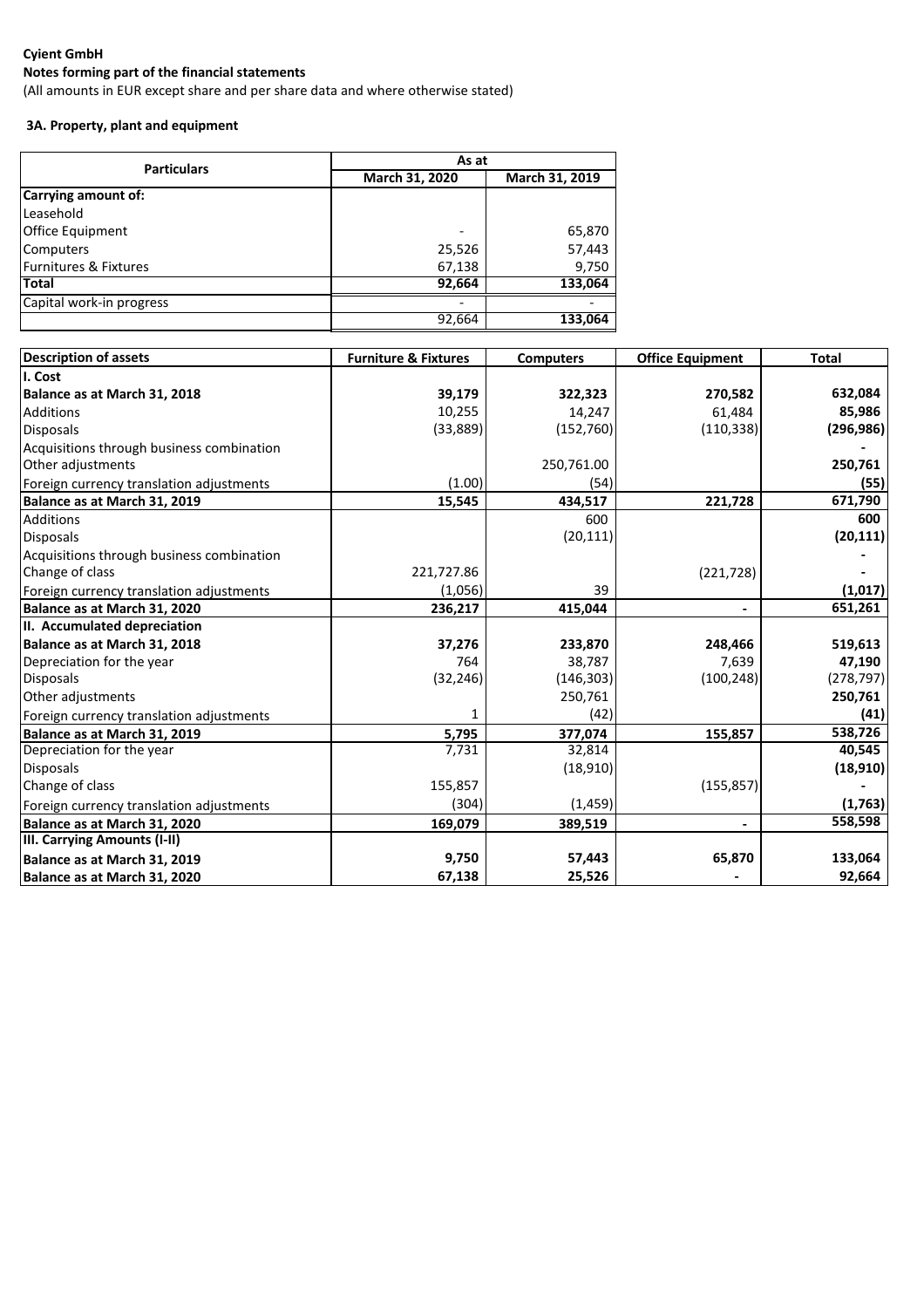**Cyient GmbH**

**Notes forming part of the financial statements**

(All amounts in EUR except share and per share data and where otherwise stated)

**3A. Property, plant and equipment**

| Particulars | As at | |
|---|---|---|
| | March 31, 2020 | March 31, 2019 |
| **Carrying amount of:** | | |
| Leasehold | | |
| Office Equipment | - | 65,870 |
| Computers | 25,526 | 57,443 |
| Furnitures & Fixtures | 67,138 | 9,750 |
| **Total** | **92,664** | **133,064** |
| Capital work-in progress | - | - |
| | 92,664 | **133,064** |

| Description of assets | Furniture & Fixtures | Computers | Office Equipment | Total |
|---|---|---|---|---|
| **I. Cost** | | | | |
| **Balance as at March 31, 2018** | **39,179** | **322,323** | **270,582** | **632,084** |
| Additions | 10,255 | 14,247 | 61,484 | **85,986** |
| Disposals | (33,889) | (152,760) | (110,338) | **(296,986)** |
| Acquisitions through business combination | | | | **-** |
| Other adjustments | | 250,761.00 | | **250,761** |
| Foreign currency translation adjustments | (1.00) | (54) | | **(55)** |
| **Balance as at March 31, 2019** | **15,545** | **434,517** | **221,728** | **671,790** |
| Additions | | 600 | | **600** |
| Disposals | | (20,111) | | **(20,111)** |
| Acquisitions through business combination | | | | **-** |
| Change of class | 221,727.86 | | (221,728) | **-** |
| Foreign currency translation adjustments | (1,056) | 39 | | **(1,017)** |
| **Balance as at March 31, 2020** | **236,217** | **415,044** | **-** | **651,261** |
| **II. Accumulated depreciation** | | | | |
| **Balance as at March 31, 2018** | **37,276** | **233,870** | **248,466** | **519,613** |
| Depreciation for the year | 764 | 38,787 | 7,639 | **47,190** |
| Disposals | (32,246) | (146,303) | (100,248) | (278,797) |
| Other adjustments | | 250,761 | | **250,761** |
| Foreign currency translation adjustments | 1 | (42) | | **(41)** |
| **Balance as at March 31, 2019** | **5,795** | **377,074** | **155,857** | **538,726** |
| Depreciation for the year | 7,731 | 32,814 | | **40,545** |
| Disposals | | (18,910) | | **(18,910)** |
| Change of class | 155,857 | | (155,857) | **-** |
| Foreign currency translation adjustments | (304) | (1,459) | | **(1,763)** |
| **Balance as at March 31, 2020** | **169,079** | **389,519** | **-** | **558,598** |
| **III. Carrying Amounts (I-II)** | | | | |
| **Balance as at March 31, 2019** | **9,750** | **57,443** | **65,870** | **133,064** |
| **Balance as at March 31, 2020** | **67,138** | **25,526** | **-** | **92,664** |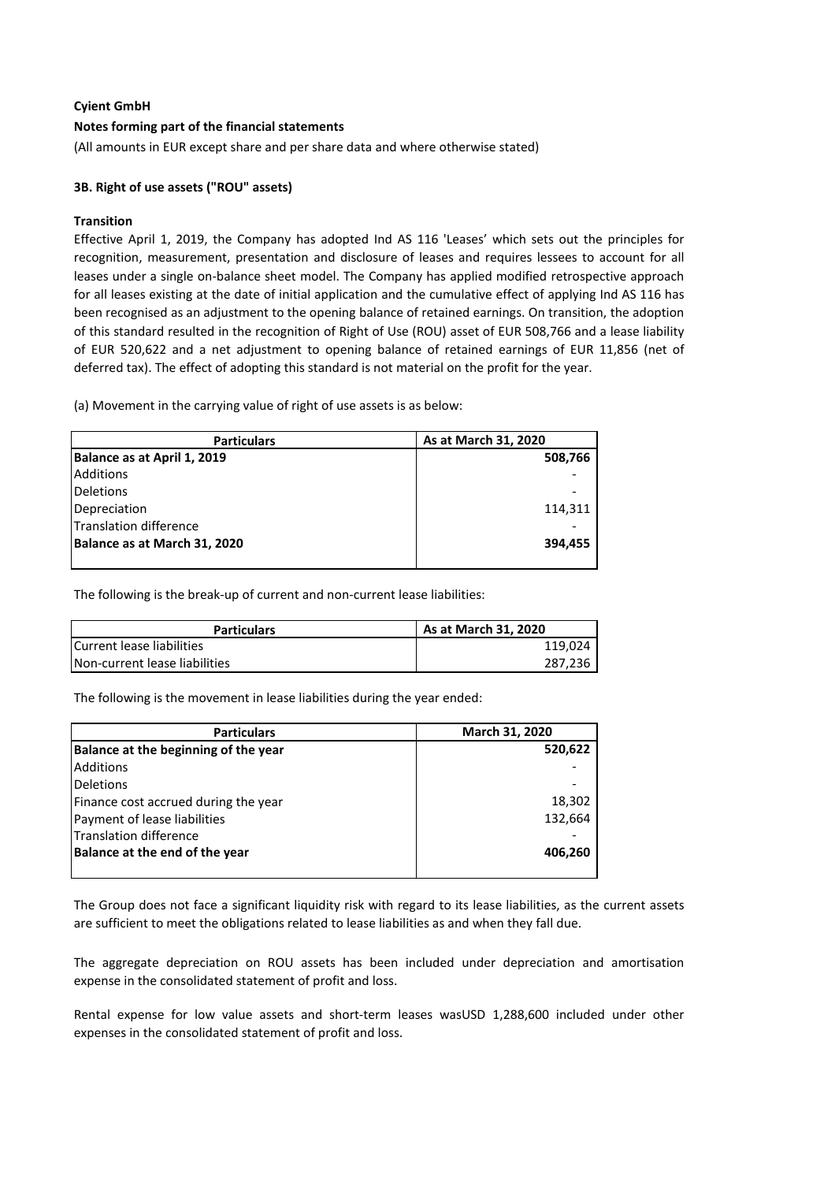**Cyient GmbH**

**Notes forming part of the financial statements**

(All amounts in EUR except share and per share data and where otherwise stated)

**3B. Right of use assets ("ROU" assets)**

**Transition**

Effective April 1, 2019, the Company has adopted Ind AS 116 'Leases' which sets out the principles for recognition, measurement, presentation and disclosure of leases and requires lessees to account for all leases under a single on-balance sheet model. The Company has applied modified retrospective approach for all leases existing at the date of initial application and the cumulative effect of applying Ind AS 116 has been recognised as an adjustment to the opening balance of retained earnings. On transition, the adoption of this standard resulted in the recognition of Right of Use (ROU) asset of EUR 508,766 and a lease liability of EUR 520,622 and a net adjustment to opening balance of retained earnings of EUR 11,856 (net of deferred tax). The effect of adopting this standard is not material on the profit for the year.

(a) Movement in the carrying value of right of use assets is as below:

| Particulars | As at March 31, 2020 |
|---|---:|
| **Balance as at April 1, 2019** | **508,766** |
| Additions | - |
| Deletions | - |
| Depreciation | 114,311 |
| Translation difference | - |
| **Balance as at March 31, 2020** | **394,455** |

The following is the break-up of current and non-current lease liabilities:

| Particulars | As at March 31, 2020 |
|---|---:|
| Current lease liabilities | 119,024 |
| Non-current lease liabilities | 287,236 |

The following is the movement in lease liabilities during the year ended:

| Particulars | March 31, 2020 |
|---|---:|
| **Balance at the beginning of the year** | **520,622** |
| Additions | - |
| Deletions | - |
| Finance cost accrued during the year | 18,302 |
| Payment of lease liabilities | 132,664 |
| Translation difference | - |
| **Balance at the end of the year** | **406,260** |

The Group does not face a significant liquidity risk with regard to its lease liabilities, as the current assets are sufficient to meet the obligations related to lease liabilities as and when they fall due.

The aggregate depreciation on ROU assets has been included under depreciation and amortisation expense in the consolidated statement of profit and loss.

Rental expense for low value assets and short-term leases wasUSD 1,288,600 included under other expenses in the consolidated statement of profit and loss.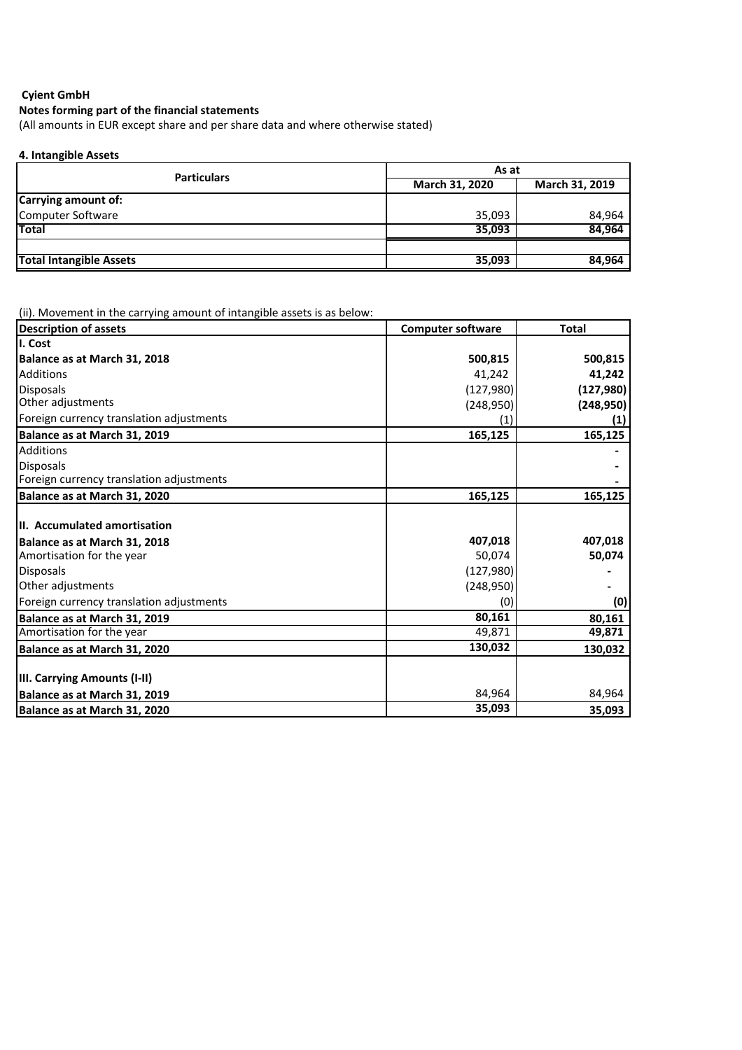**Cyient GmbH**

**Notes forming part of the financial statements**

(All amounts in EUR except share and per share data and where otherwise stated)

**4. Intangible Assets**

| Particulars | As at | |
|---|---|---|
| | March 31, 2020 | March 31, 2019 |
| **Carrying amount of:** | | |
| Computer Software | 35,093 | 84,964 |
| **Total** | **35,093** | **84,964** |
| | | |
| **Total Intangible Assets** | **35,093** | **84,964** |

(ii). Movement in the carrying amount of intangible assets is as below:

| Description of assets | Computer software | Total |
|---|---|---|
| **I. Cost** | | |
| **Balance as at March 31, 2018** | **500,815** | **500,815** |
| Additions | 41,242 | **41,242** |
| Disposals | (127,980) | **(127,980)** |
| Other adjustments | (248,950) | **(248,950)** |
| Foreign currency translation adjustments | (1) | **(1)** |
| **Balance as at March 31, 2019** | **165,125** | **165,125** |
| Additions | | **-** |
| Disposals | | **-** |
| Foreign currency translation adjustments | | **-** |
| **Balance as at March 31, 2020** | **165,125** | **165,125** |
| | | |
| **II. Accumulated amortisation** | | |
| **Balance as at March 31, 2018** | **407,018** | **407,018** |
| Amortisation for the year | 50,074 | **50,074** |
| Disposals | (127,980) | **-** |
| Other adjustments | (248,950) | **-** |
| Foreign currency translation adjustments | (0) | **(0)** |
| **Balance as at March 31, 2019** | **80,161** | **80,161** |
| Amortisation for the year | 49,871 | **49,871** |
| **Balance as at March 31, 2020** | **130,032** | **130,032** |
| | | |
| **III. Carrying Amounts (I-II)** | | |
| **Balance as at March 31, 2019** | 84,964 | 84,964 |
| **Balance as at March 31, 2020** | **35,093** | **35,093** |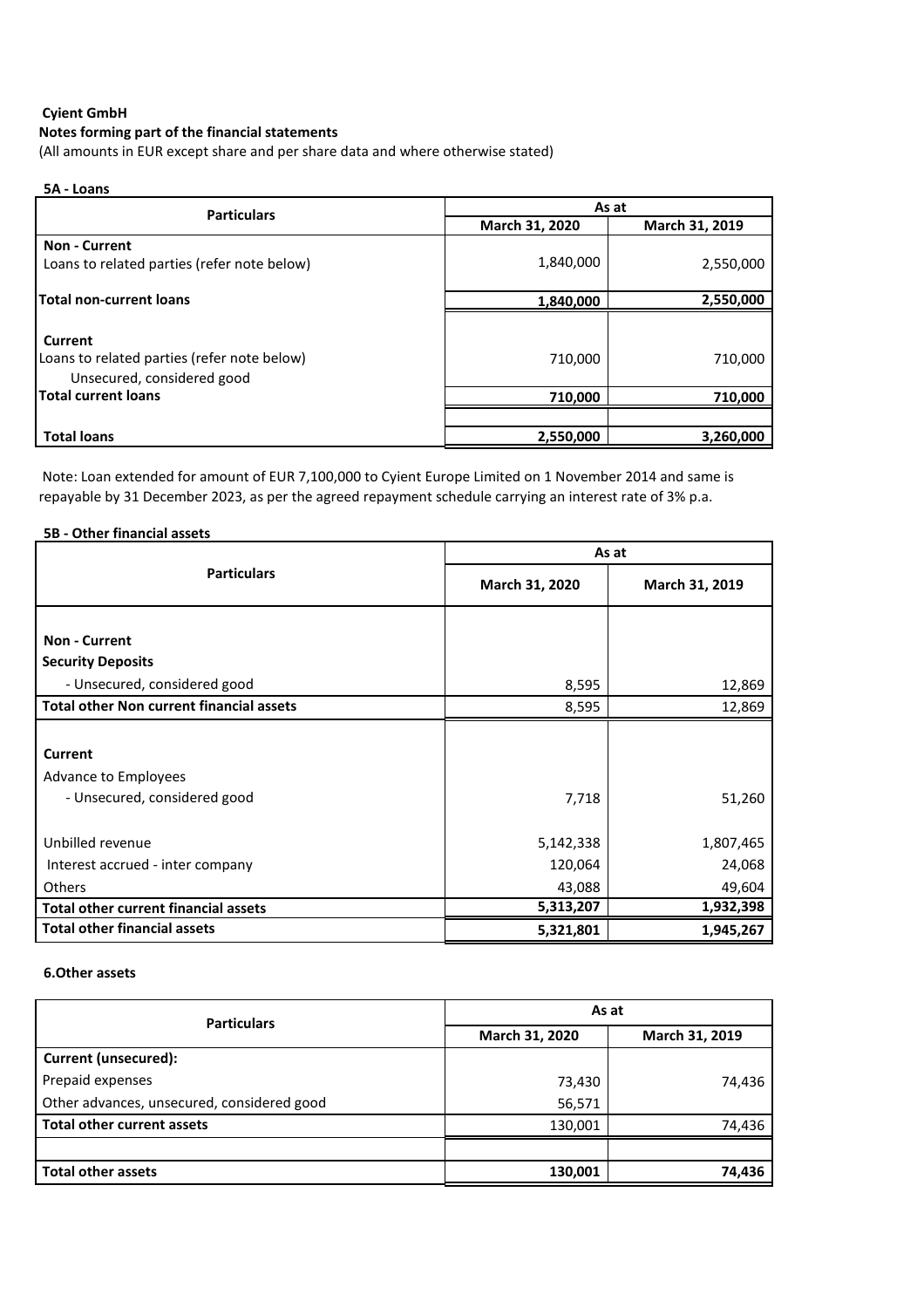**Cyient GmbH**

**Notes forming part of the financial statements**

(All amounts in EUR except share and per share data and where otherwise stated)

**5A - Loans**

| Particulars | As at | |
|---|---|---|
| | **March 31, 2020** | **March 31, 2019** |
| **Non - Current** | | |
| Loans to related parties (refer note below) | 1,840,000 | 2,550,000 |
| **Total non-current loans** | **1,840,000** | **2,550,000** |
| **Current** | | |
| Loans to related parties (refer note below) | 710,000 | 710,000 |
| Unsecured, considered good | | |
| **Total current loans** | **710,000** | **710,000** |
| **Total loans** | **2,550,000** | **3,260,000** |

Note: Loan extended for amount of EUR 7,100,000 to Cyient Europe Limited on 1 November 2014 and same is repayable by 31 December 2023, as per the agreed repayment schedule carrying an interest rate of 3% p.a.

**5B - Other financial assets**

| Particulars | As at | |
|---|---|---|
| | **March 31, 2020** | **March 31, 2019** |
| **Non - Current** | | |
| **Security Deposits** | | |
| - Unsecured, considered good | 8,595 | 12,869 |
| **Total other Non current financial assets** | 8,595 | 12,869 |
| **Current** | | |
| Advance to Employees | | |
| - Unsecured, considered good | 7,718 | 51,260 |
| Unbilled revenue | 5,142,338 | 1,807,465 |
| Interest accrued - inter company | 120,064 | 24,068 |
| Others | 43,088 | 49,604 |
| **Total other current financial assets** | **5,313,207** | **1,932,398** |
| **Total other financial assets** | **5,321,801** | **1,945,267** |

**6.Other assets**

| Particulars | As at | |
|---|---|---|
| | **March 31, 2020** | **March 31, 2019** |
| **Current (unsecured):** | | |
| Prepaid expenses | 73,430 | 74,436 |
| Other advances, unsecured, considered good | 56,571 | |
| **Total other current assets** | 130,001 | 74,436 |
| **Total other assets** | **130,001** | **74,436** |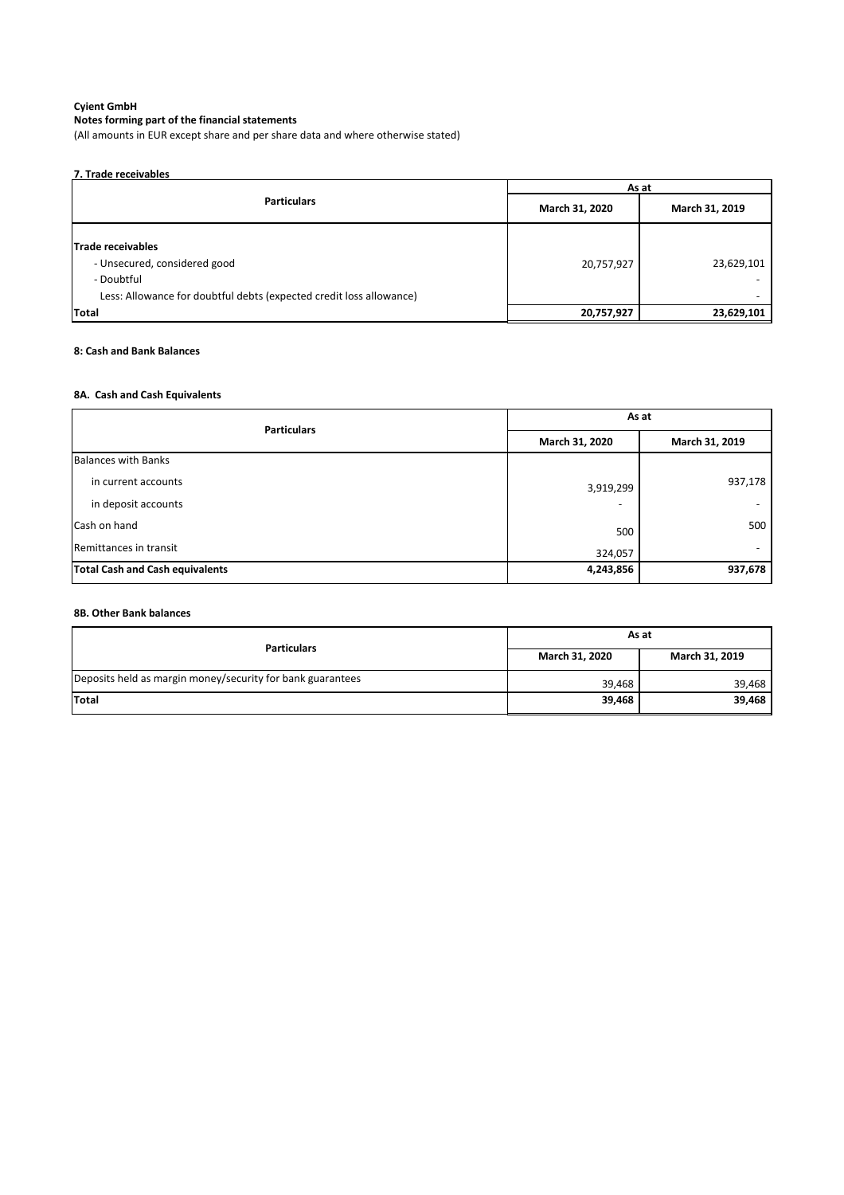**Cyient GmbH**

**Notes forming part of the financial statements**

(All amounts in EUR except share and per share data and where otherwise stated)

**7. Trade receivables**

| Particulars | As at | |
|---|---|---|
| | March 31, 2020 | March 31, 2019 |
| **Trade receivables** | | |
| - Unsecured, considered good | 20,757,927 | 23,629,101 |
| - Doubtful | | - |
| Less: Allowance for doubtful debts (expected credit loss allowance) | | - |
| **Total** | **20,757,927** | **23,629,101** |

**8: Cash and Bank Balances**

**8A. Cash and Cash Equivalents**

| Particulars | As at | |
|---|---|---|
| | March 31, 2020 | March 31, 2019 |
| Balances with Banks | | |
| in current accounts | 3,919,299 | 937,178 |
| in deposit accounts | - | - |
| Cash on hand | 500 | 500 |
| Remittances in transit | 324,057 | - |
| **Total Cash and Cash equivalents** | **4,243,856** | **937,678** |

**8B. Other Bank balances**

| Particulars | As at | |
|---|---|---|
| | March 31, 2020 | March 31, 2019 |
| Deposits held as margin money/security for bank guarantees | 39,468 | 39,468 |
| **Total** | **39,468** | **39,468** |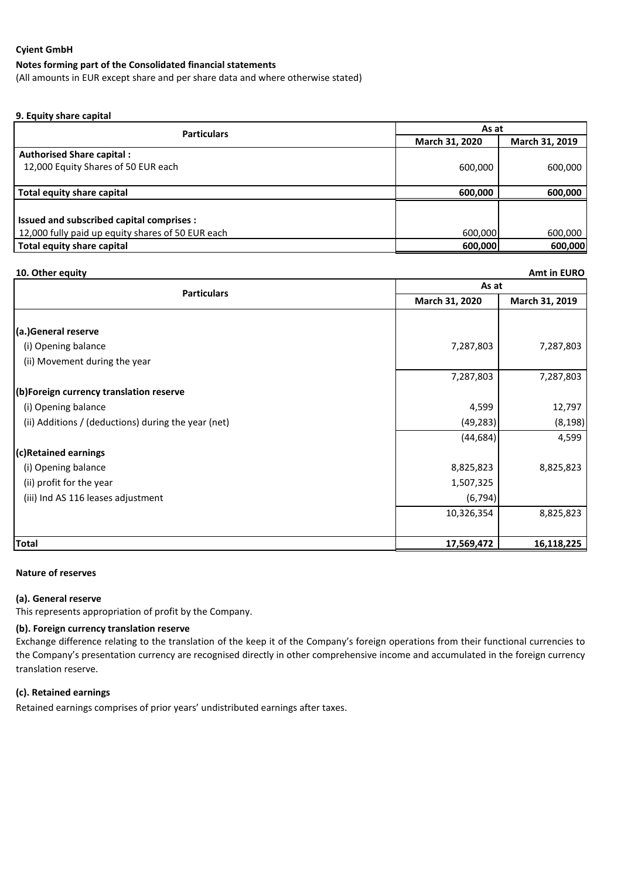**Cyient GmbH**

**Notes forming part of the Consolidated financial statements**

(All amounts in EUR except share and per share data and where otherwise stated)

**9. Equity share capital**

| Particulars | As at | |
|---|---|---|
| | March 31, 2020 | March 31, 2019 |
| **Authorised Share capital :** | | |
| 12,000 Equity Shares of 50 EUR each | 600,000 | 600,000 |
| **Total equity share capital** | **600,000** | **600,000** |
| **Issued and subscribed capital comprises :** | | |
| 12,000 fully paid up equity shares of 50 EUR each | 600,000 | 600,000 |
| **Total equity share capital** | **600,000** | **600,000** |

**10. Other equity** **Amt in EURO**

| Particulars | As at | |
|---|---|---|
| | March 31, 2020 | March 31, 2019 |
| **(a.)General reserve** | | |
| (i) Opening balance | 7,287,803 | 7,287,803 |
| (ii) Movement during the year | | |
| | 7,287,803 | 7,287,803 |
| **(b)Foreign currency translation reserve** | | |
| (i) Opening balance | 4,599 | 12,797 |
| (ii) Additions / (deductions) during the year (net) | (49,283) | (8,198) |
| | (44,684) | 4,599 |
| **(c)Retained earnings** | | |
| (i) Opening balance | 8,825,823 | 8,825,823 |
| (ii) profit for the year | 1,507,325 | |
| (iii) Ind AS 116 leases adjustment | (6,794) | |
| | 10,326,354 | 8,825,823 |
| **Total** | **17,569,472** | **16,118,225** |

**Nature of reserves**

**(a). General reserve**

This represents appropriation of profit by the Company.

**(b). Foreign currency translation reserve**

Exchange difference relating to the translation of the keep it of the Company's foreign operations from their functional currencies to the Company's presentation currency are recognised directly in other comprehensive income and accumulated in the foreign currency translation reserve.

**(c). Retained earnings**

Retained earnings comprises of prior years' undistributed earnings after taxes.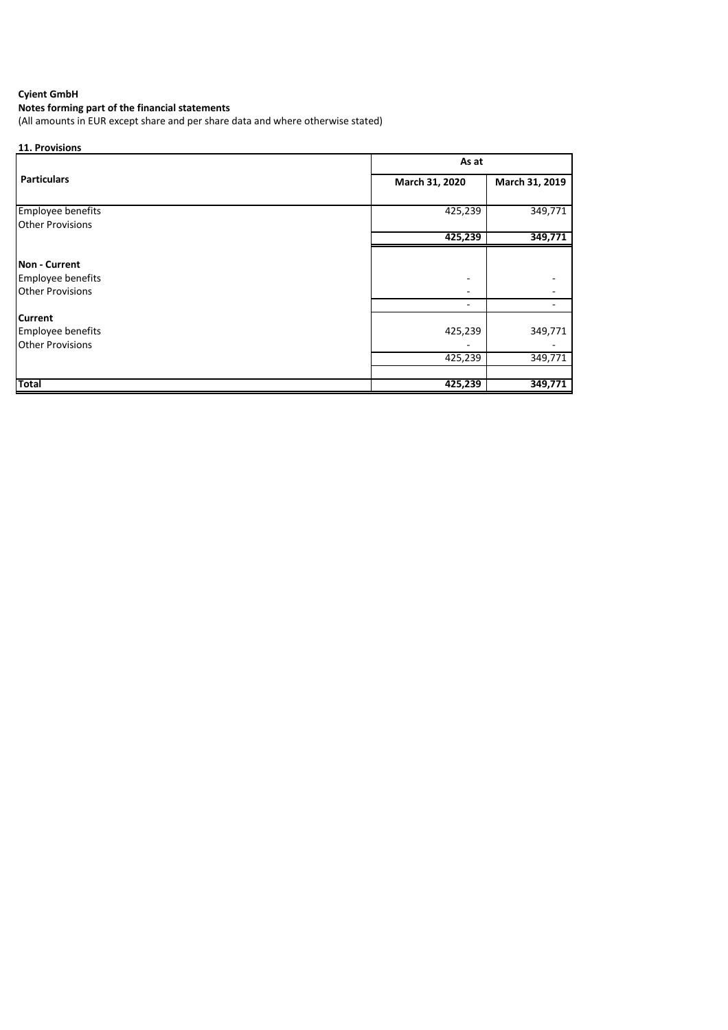**Cyient GmbH**

**Notes forming part of the financial statements**

(All amounts in EUR except share and per share data and where otherwise stated)

**11. Provisions**

| Particulars | As at | |
|---|---|---|
| | March 31, 2020 | March 31, 2019 |
| Employee benefits | 425,239 | 349,771 |
| Other Provisions | | |
| | **425,239** | **349,771** |
| **Non - Current** | | |
| Employee benefits | - | - |
| Other Provisions | - | - |
| | - | - |
| **Current** | | |
| Employee benefits | 425,239 | 349,771 |
| Other Provisions | - | - |
| | 425,239 | 349,771 |
| **Total** | **425,239** | **349,771** |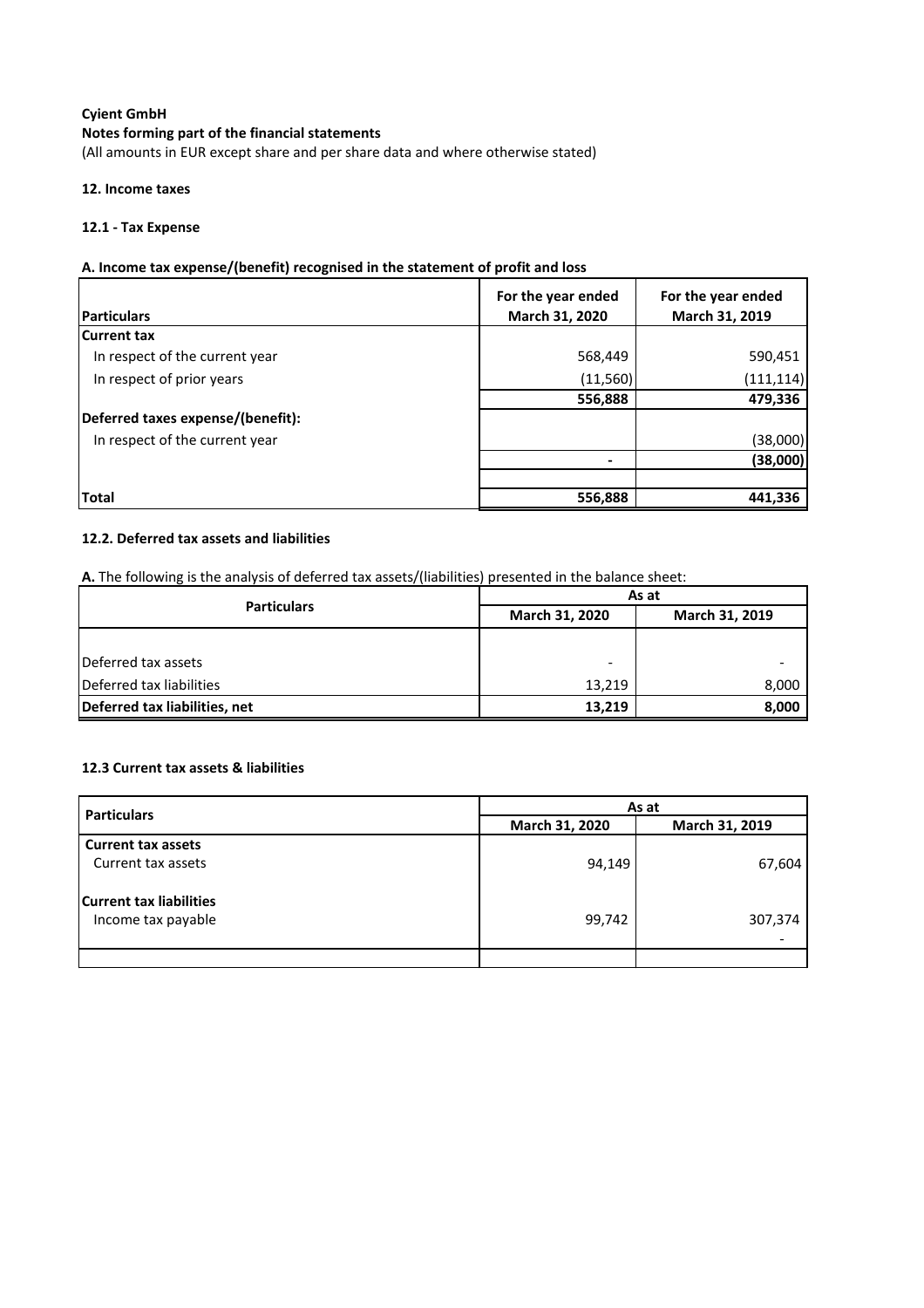**Cyient GmbH**

**Notes forming part of the financial statements**

(All amounts in EUR except share and per share data and where otherwise stated)

### 12. Income taxes

#### 12.1 - Tax Expense

**A. Income tax expense/(benefit) recognised in the statement of profit and loss**

| Particulars | For the year ended March 31, 2020 | For the year ended March 31, 2019 |
|---|---|---|
| **Current tax** | | |
| In respect of the current year | 568,449 | 590,451 |
| In respect of prior years | (11,560) | (111,114) |
| | **556,888** | **479,336** |
| **Deferred taxes expense/(benefit):** | | |
| In respect of the current year | | (38,000) |
| | **-** | **(38,000)** |
| | | |
| **Total** | **556,888** | **441,336** |

#### 12.2. Deferred tax assets and liabilities

**A.** The following is the analysis of deferred tax assets/(liabilities) presented in the balance sheet:

| Particulars | As at | |
|---|---|---|
| | March 31, 2020 | March 31, 2019 |
| | | |
| Deferred tax assets | - | - |
| Deferred tax liabilities | 13,219 | 8,000 |
| **Deferred tax liabilities, net** | **13,219** | **8,000** |

#### 12.3 Current tax assets & liabilities

| Particulars | As at | |
|---|---|---|
| | March 31, 2020 | March 31, 2019 |
| **Current tax assets** | | |
| Current tax assets | 94,149 | 67,604 |
| **Current tax liabilities** | | |
| Income tax payable | 99,742 | 307,374 |
| | | - |
| | | |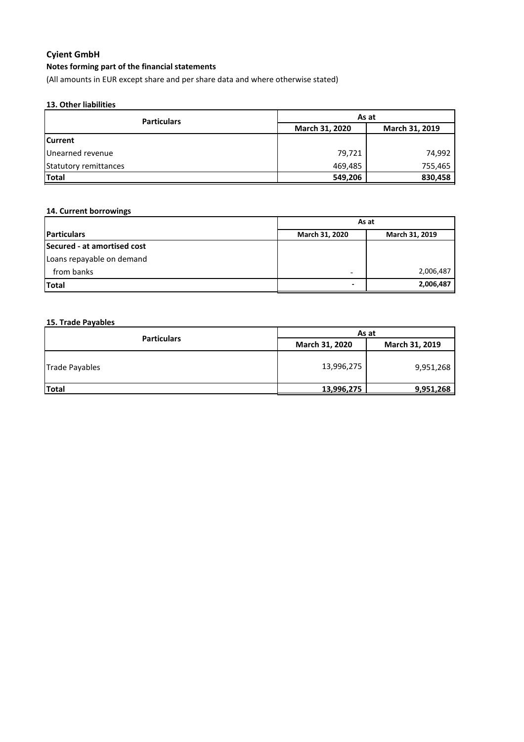**Cyient GmbH**

**Notes forming part of the financial statements**

(All amounts in EUR except share and per share data and where otherwise stated)

**13. Other liabilities**

| Particulars | As at | |
|---|---|---|
| | March 31, 2020 | March 31, 2019 |
| **Current** | | |
| Unearned revenue | 79,721 | 74,992 |
| Statutory remittances | 469,485 | 755,465 |
| **Total** | **549,206** | **830,458** |

**14. Current borrowings**

| | As at | |
|---|---|---|
| **Particulars** | March 31, 2020 | March 31, 2019 |
| **Secured - at amortised cost** | | |
| Loans repayable on demand | | |
| from banks | - | 2,006,487 |
| **Total** | **-** | **2,006,487** |

**15. Trade Payables**

| Particulars | As at | |
|---|---|---|
| | March 31, 2020 | March 31, 2019 |
| Trade Payables | 13,996,275 | 9,951,268 |
| **Total** | **13,996,275** | **9,951,268** |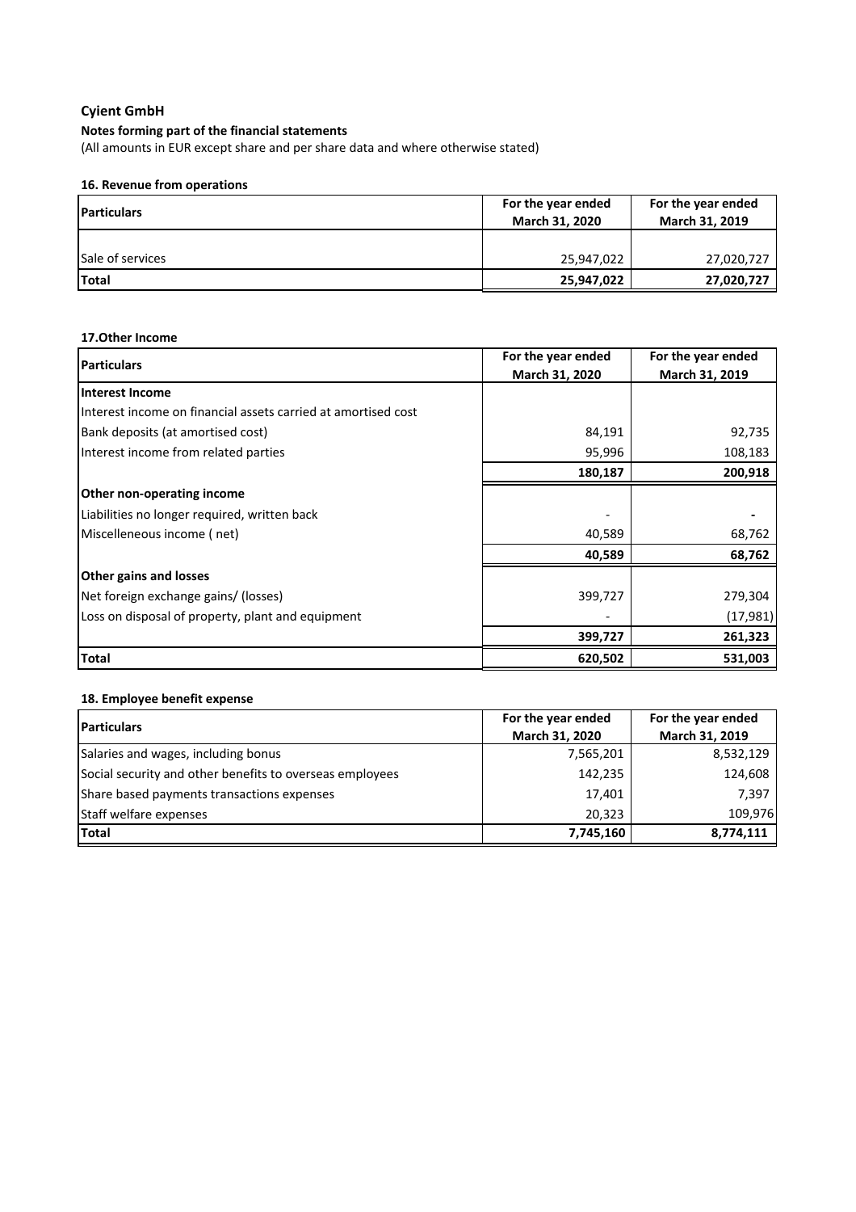# Cyient GmbH

**Notes forming part of the financial statements**

(All amounts in EUR except share and per share data and where otherwise stated)

### 16. Revenue from operations

| Particulars | For the year ended March 31, 2020 | For the year ended March 31, 2019 |
|---|---|---|
| Sale of services | 25,947,022 | 27,020,727 |
| **Total** | **25,947,022** | **27,020,727** |

### 17.Other Income

| Particulars | For the year ended March 31, 2020 | For the year ended March 31, 2019 |
|---|---|---|
| **Interest Income** | | |
| Interest income on financial assets carried at amortised cost | | |
| Bank deposits (at amortised cost) | 84,191 | 92,735 |
| Interest income from related parties | 95,996 | 108,183 |
| | **180,187** | **200,918** |
| **Other non-operating income** | | |
| Liabilities no longer required, written back | - | - |
| Miscelleneous income ( net) | 40,589 | 68,762 |
| | **40,589** | **68,762** |
| **Other gains and losses** | | |
| Net foreign exchange gains/ (losses) | 399,727 | 279,304 |
| Loss on disposal of property, plant and equipment | - | (17,981) |
| | **399,727** | **261,323** |
| **Total** | **620,502** | **531,003** |

### 18. Employee benefit expense

| Particulars | For the year ended March 31, 2020 | For the year ended March 31, 2019 |
|---|---|---|
| Salaries and wages, including bonus | 7,565,201 | 8,532,129 |
| Social security and other benefits to overseas employees | 142,235 | 124,608 |
| Share based payments transactions expenses | 17,401 | 7,397 |
| Staff welfare expenses | 20,323 | 109,976 |
| **Total** | **7,745,160** | **8,774,111** |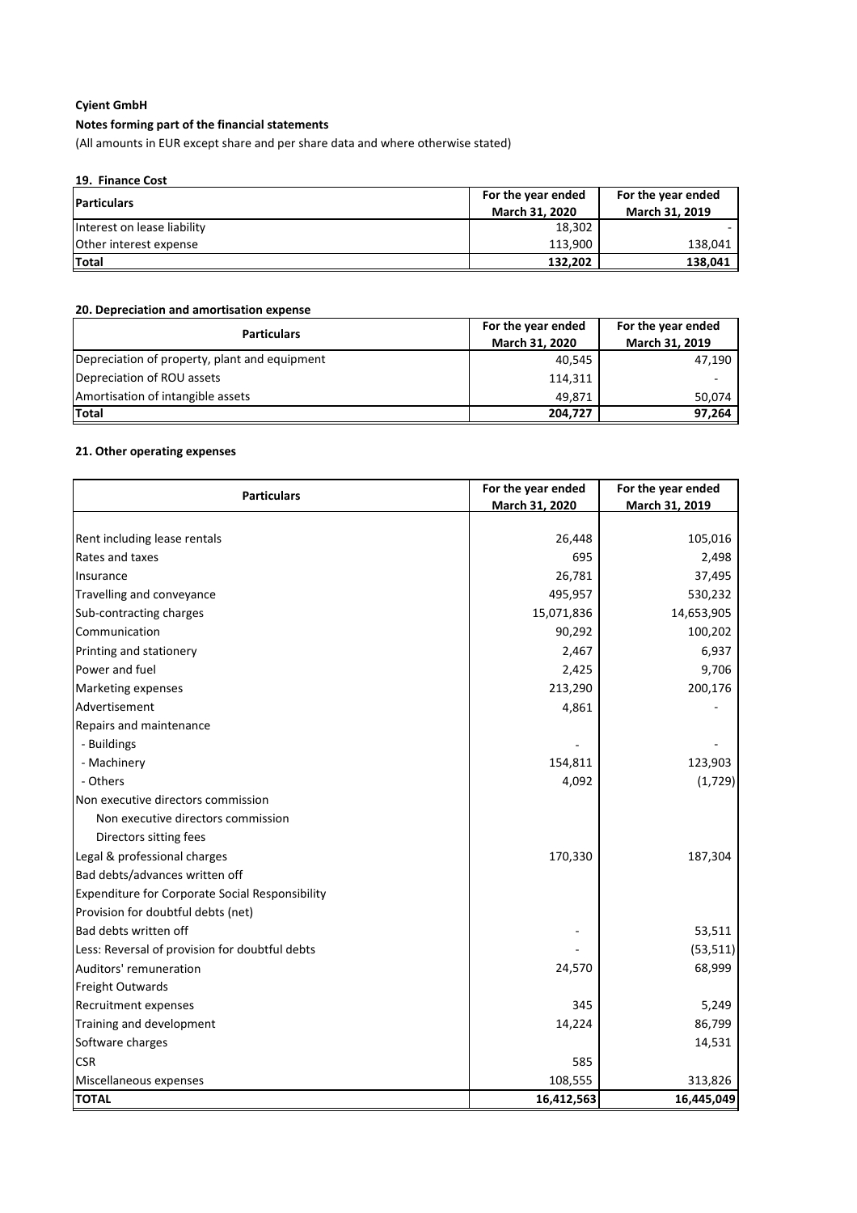**Cyient GmbH**

**Notes forming part of the financial statements**

(All amounts in EUR except share and per share data and where otherwise stated)

**19. Finance Cost**

| Particulars | For the year ended March 31, 2020 | For the year ended March 31, 2019 |
|---|---|---|
| Interest on lease liability | 18,302 | - |
| Other interest expense | 113,900 | 138,041 |
| **Total** | **132,202** | **138,041** |

**20. Depreciation and amortisation expense**

| Particulars | For the year ended March 31, 2020 | For the year ended March 31, 2019 |
|---|---|---|
| Depreciation of property, plant and equipment | 40,545 | 47,190 |
| Depreciation of ROU assets | 114,311 | - |
| Amortisation of intangible assets | 49,871 | 50,074 |
| **Total** | **204,727** | **97,264** |

**21. Other operating expenses**

| Particulars | For the year ended March 31, 2020 | For the year ended March 31, 2019 |
|---|---|---|
| Rent including lease rentals | 26,448 | 105,016 |
| Rates and taxes | 695 | 2,498 |
| Insurance | 26,781 | 37,495 |
| Travelling and conveyance | 495,957 | 530,232 |
| Sub-contracting charges | 15,071,836 | 14,653,905 |
| Communication | 90,292 | 100,202 |
| Printing and stationery | 2,467 | 6,937 |
| Power and fuel | 2,425 | 9,706 |
| Marketing expenses | 213,290 | 200,176 |
| Advertisement | 4,861 | - |
| Repairs and maintenance | | |
| - Buildings | - | - |
| - Machinery | 154,811 | 123,903 |
| - Others | 4,092 | (1,729) |
| Non executive directors commission | | |
| Non executive directors commission | | |
| Directors sitting fees | | |
| Legal & professional charges | 170,330 | 187,304 |
| Bad debts/advances written off | | |
| Expenditure for Corporate Social Responsibility | | |
| Provision for doubtful debts (net) | | |
| Bad debts written off | - | 53,511 |
| Less: Reversal of provision for doubtful debts | - | (53,511) |
| Auditors' remuneration | 24,570 | 68,999 |
| Freight Outwards | | |
| Recruitment expenses | 345 | 5,249 |
| Training and development | 14,224 | 86,799 |
| Software charges | | 14,531 |
| CSR | 585 | |
| Miscellaneous expenses | 108,555 | 313,826 |
| **TOTAL** | **16,412,563** | **16,445,049** |